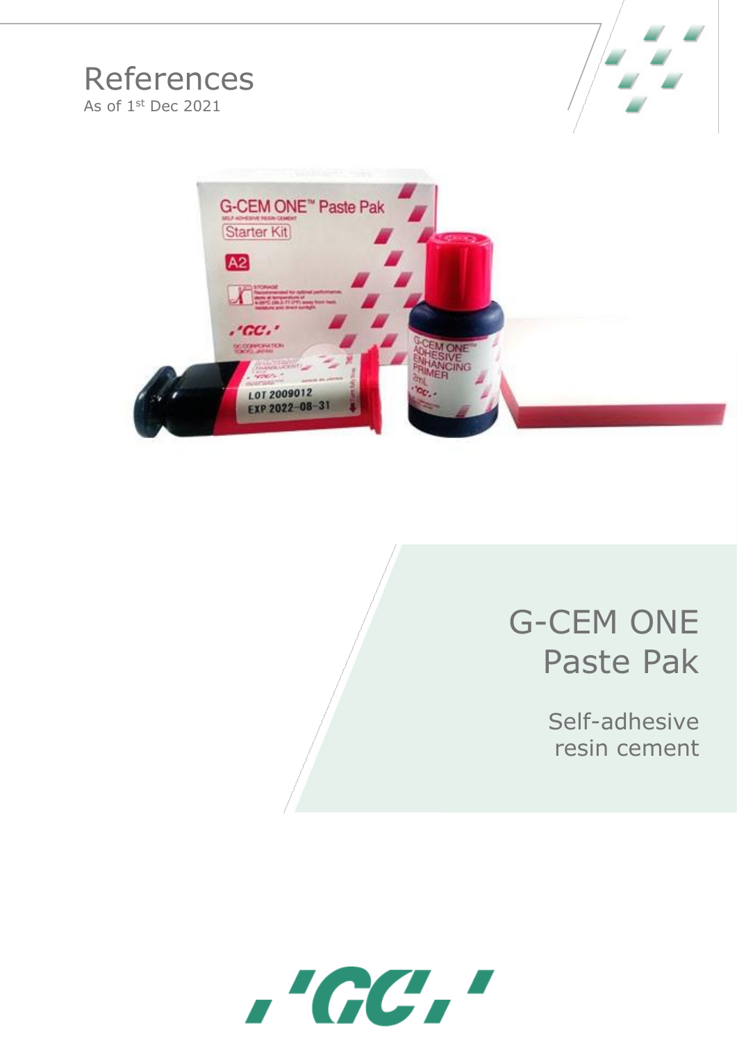# References

As of 1st Dec 2021

# G-CEM ONE Paste Pak

Self-adhesive resin cement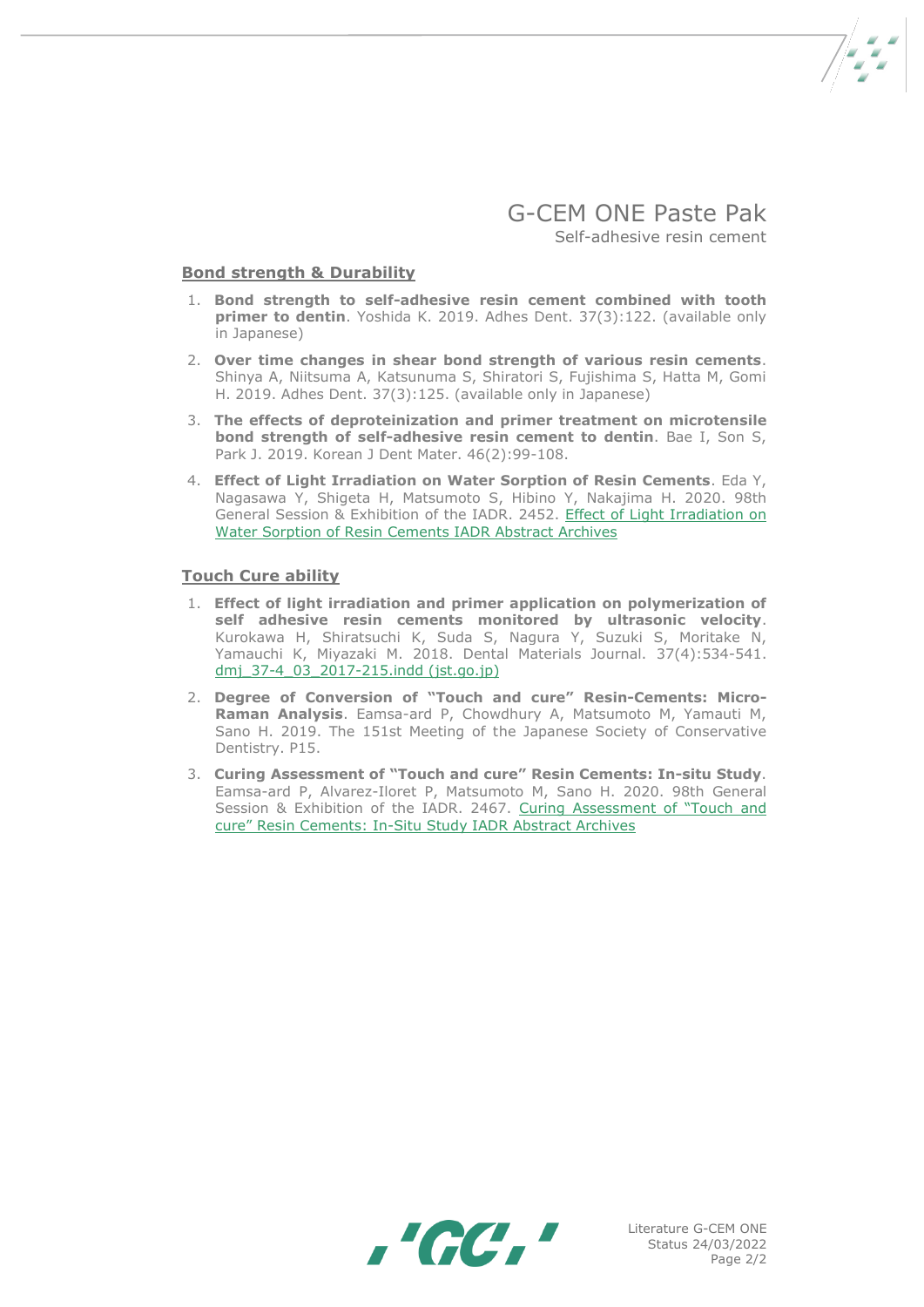# G-CEM ONE Paste Pak

Self-adhesive resin cement

## Bond strength & Durability

1. **Bond strength to self-adhesive resin cement combined with tooth primer to dentin**. Yoshida K. 2019. Adhes Dent. 37(3):122. (available only in Japanese)
2. **Over time changes in shear bond strength of various resin cements**. Shinya A, Niitsuma A, Katsunuma S, Shiratori S, Fujishima S, Hatta M, Gomi H. 2019. Adhes Dent. 37(3):125. (available only in Japanese)
3. **The effects of deproteinization and primer treatment on microtensile bond strength of self-adhesive resin cement to dentin**. Bae I, Son S, Park J. 2019. Korean J Dent Mater. 46(2):99-108.
4. **Effect of Light Irradiation on Water Sorption of Resin Cements**. Eda Y, Nagasawa Y, Shigeta H, Matsumoto S, Hibino Y, Nakajima H. 2020. 98th General Session & Exhibition of the IADR. 2452. Effect of Light Irradiation on Water Sorption of Resin Cements IADR Abstract Archives

## Touch Cure ability

1. **Effect of light irradiation and primer application on polymerization of self adhesive resin cements monitored by ultrasonic velocity**. Kurokawa H, Shiratsuchi K, Suda S, Nagura Y, Suzuki S, Moritake N, Yamauchi K, Miyazaki M. 2018. Dental Materials Journal. 37(4):534-541. dmj_37-4_03_2017-215.indd (jst.go.jp)
2. **Degree of Conversion of "Touch and cure" Resin-Cements: Micro-Raman Analysis**. Eamsa-ard P, Chowdhury A, Matsumoto M, Yamauti M, Sano H. 2019. The 151st Meeting of the Japanese Society of Conservative Dentistry. P15.
3. **Curing Assessment of "Touch and cure" Resin Cements: In-situ Study**. Eamsa-ard P, Alvarez-Iloret P, Matsumoto M, Sano H. 2020. 98th General Session & Exhibition of the IADR. 2467. Curing Assessment of "Touch and cure" Resin Cements: In-Situ Study IADR Abstract Archives

Literature G-CEM ONE
Status 24/03/2022